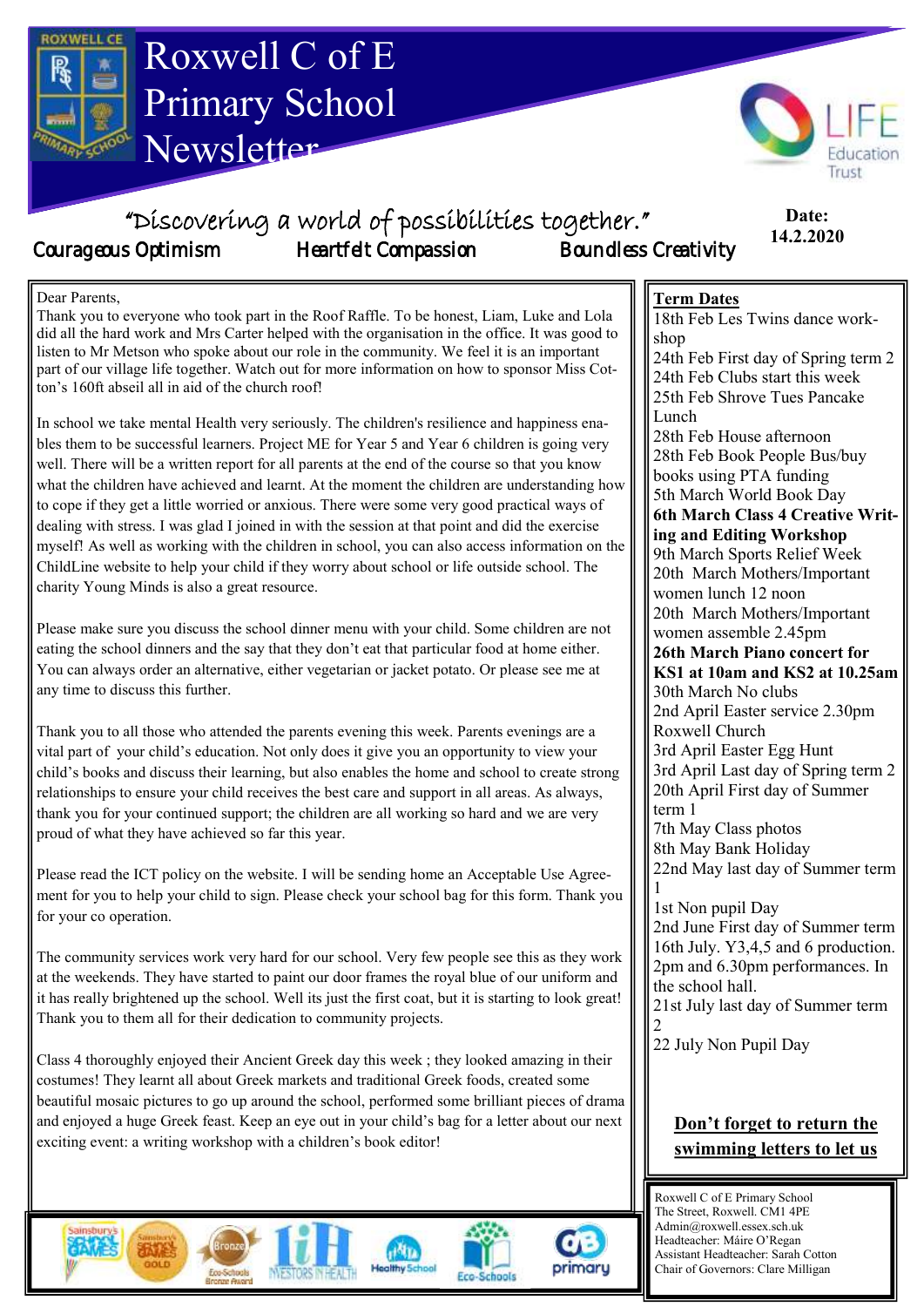# Roxwell C of E Primary School Newsletter

"Discovering a world of possibilities together."

Courageous Optimism — Heartfelt Compassion — Boundless Creativity

**Date: 14.2.2020**

Dear Parents,

Thank you to everyone who took part in the Roof Raffle. To be honest, Liam, Luke and Lola did all the hard work and Mrs Carter helped with the organisation in the office. It was good to listen to Mr Metson who spoke about our role in the community. We feel it is an important part of our village life together. Watch out for more information on how to sponsor Miss Cotton's 160ft abseil all in aid of the church roof!

In school we take mental Health very seriously. The children's resilience and happiness enables them to be successful learners. Project ME for Year 5 and Year 6 children is going very well. There will be a written report for all parents at the end of the course so that you know what the children have achieved and learnt. At the moment the children are understanding how to cope if they get a little worried or anxious. There were some very good practical ways of dealing with stress. I was glad I joined in with the session at that point and did the exercise myself! As well as working with the children in school, you can also access information on the ChildLine website to help your child if they worry about school or life outside school. The charity Young Minds is also a great resource.

Please make sure you discuss the school dinner menu with your child. Some children are not eating the school dinners and the say that they don't eat that particular food at home either. You can always order an alternative, either vegetarian or jacket potato. Or please see me at any time to discuss this further.

Thank you to all those who attended the parents evening this week. Parents evenings are a vital part of your child's education. Not only does it give you an opportunity to view your child's books and discuss their learning, but also enables the home and school to create strong relationships to ensure your child receives the best care and support in all areas. As always, thank you for your continued support; the children are all working so hard and we are very proud of what they have achieved so far this year.

Please read the ICT policy on the website. I will be sending home an Acceptable Use Agreement for you to help your child to sign. Please check your school bag for this form. Thank you for your co operation.

The community services work very hard for our school. Very few people see this as they work at the weekends. They have started to paint our door frames the royal blue of our uniform and it has really brightened up the school. Well its just the first coat, but it is starting to look great! Thank you to them all for their dedication to community projects.

Class 4 thoroughly enjoyed their Ancient Greek day this week ; they looked amazing in their costumes! They learnt all about Greek markets and traditional Greek foods, created some beautiful mosaic pictures to go up around the school, performed some brilliant pieces of drama and enjoyed a huge Greek feast. Keep an eye out in your child's bag for a letter about our next exciting event: a writing workshop with a children's book editor!

## Term Dates

- 18th Feb Les Twins dance workshop
- 24th Feb First day of Spring term 2
- 24th Feb Clubs start this week
- 25th Feb Shrove Tues Pancake Lunch
- 28th Feb House afternoon
- 28th Feb Book People Bus/buy books using PTA funding
- 5th March World Book Day
- **6th March Class 4 Creative Writing and Editing Workshop**
- 9th March Sports Relief Week
- 20th March Mothers/Important women lunch 12 noon
- 20th March Mothers/Important women assemble 2.45pm
- **26th March Piano concert for KS1 at 10am and KS2 at 10.25am**
- 30th March No clubs
- 2nd April Easter service 2.30pm Roxwell Church
- 3rd April Easter Egg Hunt
- 3rd April Last day of Spring term 2
- 20th April First day of Summer term 1
- 7th May Class photos
- 8th May Bank Holiday
- 22nd May last day of Summer term 1
- 1st Non pupil Day
- 2nd June First day of Summer term
- 16th July. Y3,4,5 and 6 production. 2pm and 6.30pm performances. In the school hall.
- 21st July last day of Summer term 2
- 22 July Non Pupil Day

**<u>Don't forget to return the swimming letters to let us</u>**

Roxwell C of E Primary School
The Street, Roxwell. CM1 4PE
Admin@roxwell.essex.sch.uk
Headteacher: Máire O'Regan
Assistant Headteacher: Sarah Cotton
Chair of Governors: Clare Milligan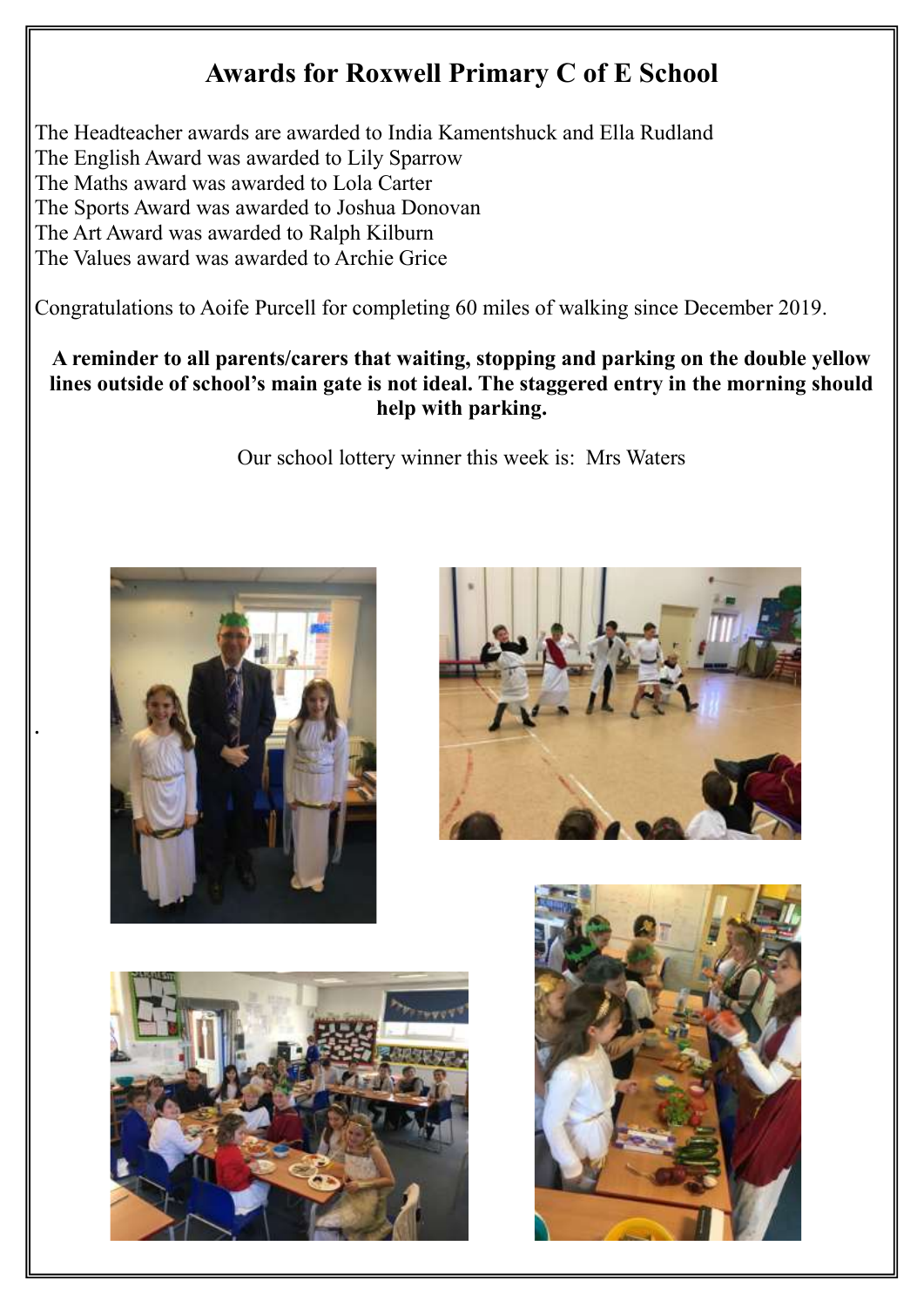## Awards for Roxwell Primary C of E School

The Headteacher awards are awarded to India Kamentshuck and Ella Rudland
The English Award was awarded to Lily Sparrow
The Maths award was awarded to Lola Carter
The Sports Award was awarded to Joshua Donovan
The Art Award was awarded to Ralph Kilburn
The Values award was awarded to Archie Grice

Congratulations to Aoife Purcell for completing 60 miles of walking since December 2019.

**A reminder to all parents/carers that waiting, stopping and parking on the double yellow lines outside of school's main gate is not ideal. The staggered entry in the morning should help with parking.**

Our school lottery winner this week is: Mrs Waters